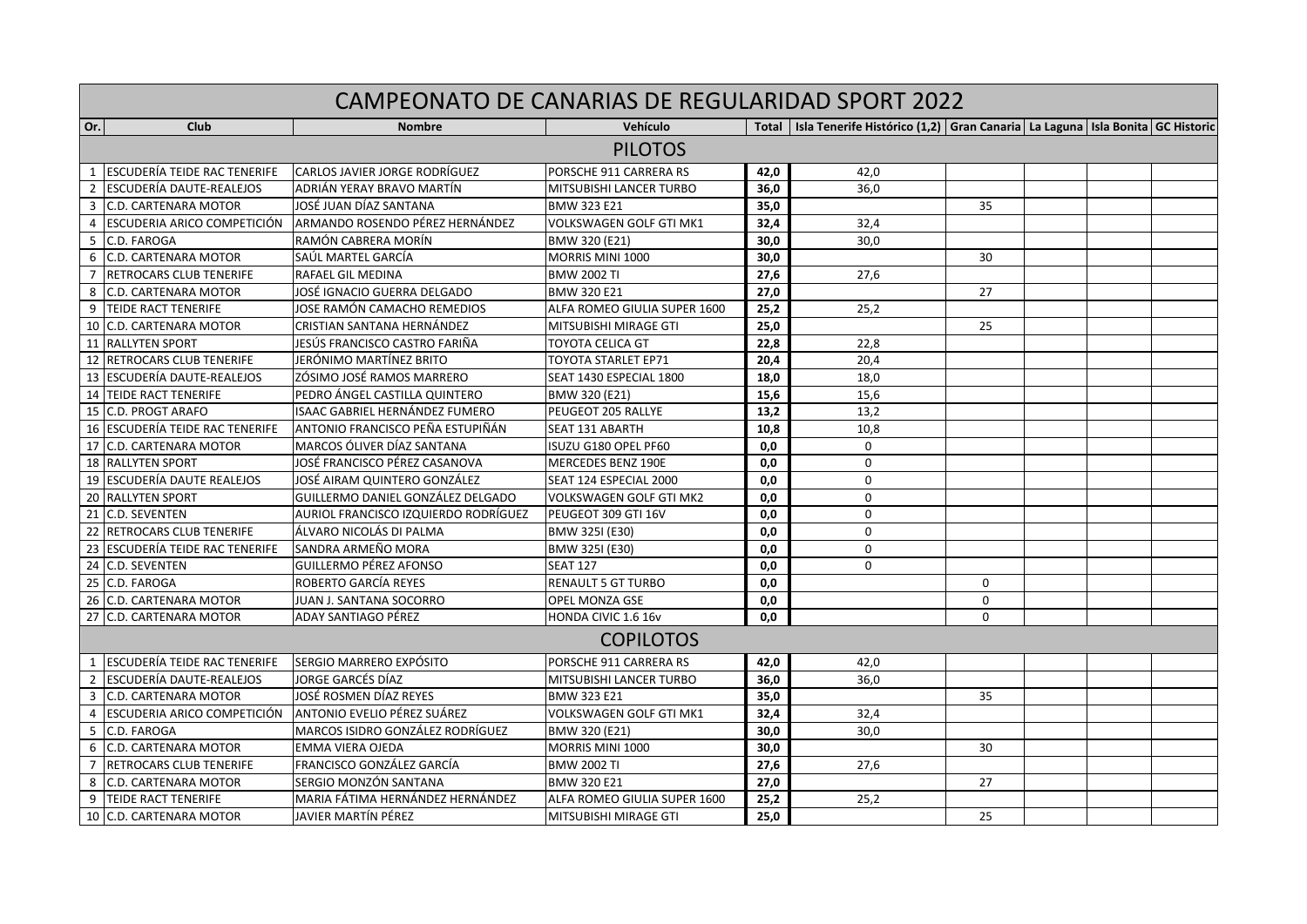# CAMPEONATO DE CANARIAS DE REGULARIDAD SPORT 2022

| Or. | Club | Nombre | Vehículo | Total | Isla Tenerife Histórico (1,2) | Gran Canaria | La Laguna | Isla Bonita | GC Historic |
|---|---|---|---|---|---|---|---|---|---|
| **PILOTOS** | | | | | | | | | |
| 1 | ESCUDERÍA TEIDE RAC TENERIFE | CARLOS JAVIER JORGE RODRÍGUEZ | PORSCHE 911 CARRERA RS | **42,0** | 42,0 | | | | |
| 2 | ESCUDERÍA DAUTE-REALEJOS | ADRIÁN YERAY BRAVO MARTÍN | MITSUBISHI LANCER TURBO | **36,0** | 36,0 | | | | |
| 3 | C.D. CARTENARA MOTOR | JOSÉ JUAN DÍAZ SANTANA | BMW 323 E21 | **35,0** | | 35 | | | |
| 4 | ESCUDERIA ARICO COMPETICIÓN | ARMANDO ROSENDO PÉREZ HERNÁNDEZ | VOLKSWAGEN GOLF GTI MK1 | **32,4** | 32,4 | | | | |
| 5 | C.D. FAROGA | RAMÓN CABRERA MORÍN | BMW 320 (E21) | **30,0** | 30,0 | | | | |
| 6 | C.D. CARTENARA MOTOR | SAÚL MARTEL GARCÍA | MORRIS MINI 1000 | **30,0** | | 30 | | | |
| 7 | RETROCARS CLUB TENERIFE | RAFAEL GIL MEDINA | BMW 2002 TI | **27,6** | 27,6 | | | | |
| 8 | C.D. CARTENARA MOTOR | JOSÉ IGNACIO GUERRA DELGADO | BMW 320 E21 | **27,0** | | 27 | | | |
| 9 | TEIDE RACT TENERIFE | JOSE RAMÓN CAMACHO REMEDIOS | ALFA ROMEO GIULIA SUPER 1600 | **25,2** | 25,2 | | | | |
| 10 | C.D. CARTENARA MOTOR | CRISTIAN SANTANA HERNÁNDEZ | MITSUBISHI MIRAGE GTI | **25,0** | | 25 | | | |
| 11 | RALLYTEN SPORT | JESÚS FRANCISCO CASTRO FARIÑA | TOYOTA CELICA GT | **22,8** | 22,8 | | | | |
| 12 | RETROCARS CLUB TENERIFE | JERÓNIMO MARTÍNEZ BRITO | TOYOTA STARLET EP71 | **20,4** | 20,4 | | | | |
| 13 | ESCUDERÍA DAUTE-REALEJOS | ZÓSIMO JOSÉ RAMOS MARRERO | SEAT 1430 ESPECIAL 1800 | **18,0** | 18,0 | | | | |
| 14 | TEIDE RACT TENERIFE | PEDRO ÁNGEL CASTILLA QUINTERO | BMW 320 (E21) | **15,6** | 15,6 | | | | |
| 15 | C.D. PROGT ARAFO | ISAAC GABRIEL HERNÁNDEZ FUMERO | PEUGEOT 205 RALLYE | **13,2** | 13,2 | | | | |
| 16 | ESCUDERÍA TEIDE RAC TENERIFE | ANTONIO FRANCISCO PEÑA ESTUPIÑÁN | SEAT 131 ABARTH | **10,8** | 10,8 | | | | |
| 17 | C.D. CARTENARA MOTOR | MARCOS ÓLIVER DÍAZ SANTANA | ISUZU G180 OPEL PF60 | **0,0** | 0 | | | | |
| 18 | RALLYTEN SPORT | JOSÉ FRANCISCO PÉREZ CASANOVA | MERCEDES BENZ 190E | **0,0** | 0 | | | | |
| 19 | ESCUDERÍA DAUTE REALEJOS | JOSÉ AIRAM QUINTERO GONZÁLEZ | SEAT 124 ESPECIAL 2000 | **0,0** | 0 | | | | |
| 20 | RALLYTEN SPORT | GUILLERMO DANIEL GONZÁLEZ DELGADO | VOLKSWAGEN GOLF GTI MK2 | **0,0** | 0 | | | | |
| 21 | C.D. SEVENTEN | AURIOL FRANCISCO IZQUIERDO RODRÍGUEZ | PEUGEOT 309 GTI 16V | **0,0** | 0 | | | | |
| 22 | RETROCARS CLUB TENERIFE | ÁLVARO NICOLÁS DI PALMA | BMW 325I (E30) | **0,0** | 0 | | | | |
| 23 | ESCUDERÍA TEIDE RAC TENERIFE | SANDRA ARMEÑO MORA | BMW 325I (E30) | **0,0** | 0 | | | | |
| 24 | C.D. SEVENTEN | GUILLERMO PÉREZ AFONSO | SEAT 127 | **0,0** | 0 | | | | |
| 25 | C.D. FAROGA | ROBERTO GARCÍA REYES | RENAULT 5 GT TURBO | **0,0** | | 0 | | | |
| 26 | C.D. CARTENARA MOTOR | JUAN J. SANTANA SOCORRO | OPEL MONZA GSE | **0,0** | | 0 | | | |
| 27 | C.D. CARTENARA MOTOR | ADAY SANTIAGO PÉREZ | HONDA CIVIC 1.6 16v | **0,0** | | 0 | | | |
| **COPILOTOS** | | | | | | | | | |
| 1 | ESCUDERÍA TEIDE RAC TENERIFE | SERGIO MARRERO EXPÓSITO | PORSCHE 911 CARRERA RS | **42,0** | 42,0 | | | | |
| 2 | ESCUDERÍA DAUTE-REALEJOS | JORGE GARCÉS DÍAZ | MITSUBISHI LANCER TURBO | **36,0** | 36,0 | | | | |
| 3 | C.D. CARTENARA MOTOR | JOSÉ ROSMEN DÍAZ REYES | BMW 323 E21 | **35,0** | | 35 | | | |
| 4 | ESCUDERIA ARICO COMPETICIÓN | ANTONIO EVELIO PÉREZ SUÁREZ | VOLKSWAGEN GOLF GTI MK1 | **32,4** | 32,4 | | | | |
| 5 | C.D. FAROGA | MARCOS ISIDRO GONZÁLEZ RODRÍGUEZ | BMW 320 (E21) | **30,0** | 30,0 | | | | |
| 6 | C.D. CARTENARA MOTOR | EMMA VIERA OJEDA | MORRIS MINI 1000 | **30,0** | | 30 | | | |
| 7 | RETROCARS CLUB TENERIFE | FRANCISCO GONZÁLEZ GARCÍA | BMW 2002 TI | **27,6** | 27,6 | | | | |
| 8 | C.D. CARTENARA MOTOR | SERGIO MONZÓN SANTANA | BMW 320 E21 | **27,0** | | 27 | | | |
| 9 | TEIDE RACT TENERIFE | MARIA FÁTIMA HERNÁNDEZ HERNÁNDEZ | ALFA ROMEO GIULIA SUPER 1600 | **25,2** | 25,2 | | | | |
| 10 | C.D. CARTENARA MOTOR | JAVIER MARTÍN PÉREZ | MITSUBISHI MIRAGE GTI | **25,0** | | 25 | | | |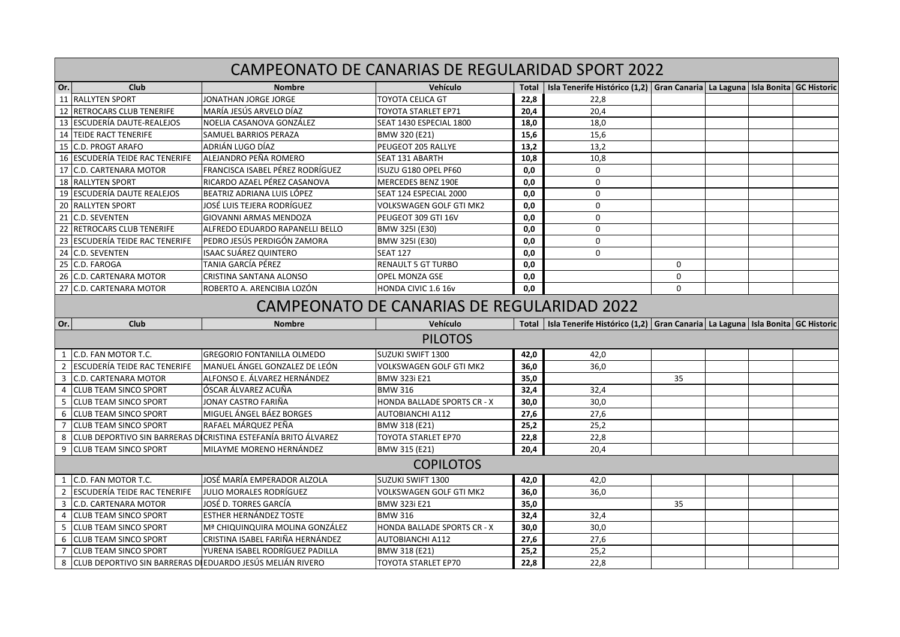# CAMPEONATO DE CANARIAS DE REGULARIDAD SPORT 2022

| Or. | Club | Nombre | Vehículo | Total | Isla Tenerife Histórico (1,2) | Gran Canaria | La Laguna | Isla Bonita | GC Historic |
|---|---|---|---|---|---|---|---|---|---|
| 11 | RALLYTEN SPORT | JONATHAN JORGE JORGE | TOYOTA CELICA GT | **22,8** | 22,8 | | | | |
| 12 | RETROCARS CLUB TENERIFE | MARÍA JESÚS ARVELO DÍAZ | TOYOTA STARLET EP71 | **20,4** | 20,4 | | | | |
| 13 | ESCUDERÍA DAUTE-REALEJOS | NOELIA CASANOVA GONZÁLEZ | SEAT 1430 ESPECIAL 1800 | **18,0** | 18,0 | | | | |
| 14 | TEIDE RACT TENERIFE | SAMUEL BARRIOS PERAZA | BMW 320 (E21) | **15,6** | 15,6 | | | | |
| 15 | C.D. PROGT ARAFO | ADRIÁN LUGO DÍAZ | PEUGEOT 205 RALLYE | **13,2** | 13,2 | | | | |
| 16 | ESCUDERÍA TEIDE RAC TENERIFE | ALEJANDRO PEÑA ROMERO | SEAT 131 ABARTH | **10,8** | 10,8 | | | | |
| 17 | C.D. CARTENARA MOTOR | FRANCISCA ISABEL PÉREZ RODRÍGUEZ | ISUZU G180 OPEL PF60 | **0,0** | 0 | | | | |
| 18 | RALLYTEN SPORT | RICARDO AZAEL PÉREZ CASANOVA | MERCEDES BENZ 190E | **0,0** | 0 | | | | |
| 19 | ESCUDERÍA DAUTE REALEJOS | BEATRIZ ADRIANA LUIS LÓPEZ | SEAT 124 ESPECIAL 2000 | **0,0** | 0 | | | | |
| 20 | RALLYTEN SPORT | JOSÉ LUIS TEJERA RODRÍGUEZ | VOLKSWAGEN GOLF GTI MK2 | **0,0** | 0 | | | | |
| 21 | C.D. SEVENTEN | GIOVANNI ARMAS MENDOZA | PEUGEOT 309 GTI 16V | **0,0** | 0 | | | | |
| 22 | RETROCARS CLUB TENERIFE | ALFREDO EDUARDO RAPANELLI BELLO | BMW 325I (E30) | **0,0** | 0 | | | | |
| 23 | ESCUDERÍA TEIDE RAC TENERIFE | PEDRO JESÚS PERDIGÓN ZAMORA | BMW 325I (E30) | **0,0** | 0 | | | | |
| 24 | C.D. SEVENTEN | ISAAC SUÁREZ QUINTERO | SEAT 127 | **0,0** | 0 | | | | |
| 25 | C.D. FAROGA | TANIA GARCÍA PÉREZ | RENAULT 5 GT TURBO | **0,0** | | 0 | | | |
| 26 | C.D. CARTENARA MOTOR | CRISTINA SANTANA ALONSO | OPEL MONZA GSE | **0,0** | | 0 | | | |
| 27 | C.D. CARTENARA MOTOR | ROBERTO A. ARENCIBIA LOZÓN | HONDA CIVIC 1.6 16v | **0,0** | | 0 | | | |

# CAMPEONATO DE CANARIAS DE REGULARIDAD 2022

| Or. | Club | Nombre | Vehículo | Total | Isla Tenerife Histórico (1,2) | Gran Canaria | La Laguna | Isla Bonita | GC Historic |
|---|---|---|---|---|---|---|---|---|---|
| | | | **PILOTOS** | | | | | | |
| 1 | C.D. FAN MOTOR T.C. | GREGORIO FONTANILLA OLMEDO | SUZUKI SWIFT 1300 | **42,0** | 42,0 | | | | |
| 2 | ESCUDERÍA TEIDE RAC TENERIFE | MANUEL ÁNGEL GONZALEZ DE LEÓN | VOLKSWAGEN GOLF GTI MK2 | **36,0** | 36,0 | | | | |
| 3 | C.D. CARTENARA MOTOR | ALFONSO E. ÁLVAREZ HERNÁNDEZ | BMW 323i E21 | **35,0** | | 35 | | | |
| 4 | CLUB TEAM SINCO SPORT | ÓSCAR ÁLVAREZ ACUÑA | BMW 316 | **32,4** | 32,4 | | | | |
| 5 | CLUB TEAM SINCO SPORT | JONAY CASTRO FARIÑA | HONDA BALLADE SPORTS CR - X | **30,0** | 30,0 | | | | |
| 6 | CLUB TEAM SINCO SPORT | MIGUEL ÁNGEL BÁEZ BORGES | AUTOBIANCHI A112 | **27,6** | 27,6 | | | | |
| 7 | CLUB TEAM SINCO SPORT | RAFAEL MÁRQUEZ PEÑA | BMW 318 (E21) | **25,2** | 25,2 | | | | |
| 8 | CLUB DEPORTIVO SIN BARRERAS DI | CRISTINA ESTEFANÍA BRITO ÁLVAREZ | TOYOTA STARLET EP70 | **22,8** | 22,8 | | | | |
| 9 | CLUB TEAM SINCO SPORT | MILAYME MORENO HERNÁNDEZ | BMW 315 (E21) | **20,4** | 20,4 | | | | |
| | | | **COPILOTOS** | | | | | | |
| 1 | C.D. FAN MOTOR T.C. | JOSÉ MARÍA EMPERADOR ALZOLA | SUZUKI SWIFT 1300 | **42,0** | 42,0 | | | | |
| 2 | ESCUDERÍA TEIDE RAC TENERIFE | JULIO MORALES RODRÍGUEZ | VOLKSWAGEN GOLF GTI MK2 | **36,0** | 36,0 | | | | |
| 3 | C.D. CARTENARA MOTOR | JOSÉ D. TORRES GARCÍA | BMW 323i E21 | **35,0** | | 35 | | | |
| 4 | CLUB TEAM SINCO SPORT | ESTHER HERNÁNDEZ TOSTE | BMW 316 | **32,4** | 32,4 | | | | |
| 5 | CLUB TEAM SINCO SPORT | Mª CHIQUINQUIRA MOLINA GONZÁLEZ | HONDA BALLADE SPORTS CR - X | **30,0** | 30,0 | | | | |
| 6 | CLUB TEAM SINCO SPORT | CRISTINA ISABEL FARIÑA HERNÁNDEZ | AUTOBIANCHI A112 | **27,6** | 27,6 | | | | |
| 7 | CLUB TEAM SINCO SPORT | YURENA ISABEL RODRÍGUEZ PADILLA | BMW 318 (E21) | **25,2** | 25,2 | | | | |
| 8 | CLUB DEPORTIVO SIN BARRERAS DI | EDUARDO JESÚS MELIÁN RIVERO | TOYOTA STARLET EP70 | **22,8** | 22,8 | | | | |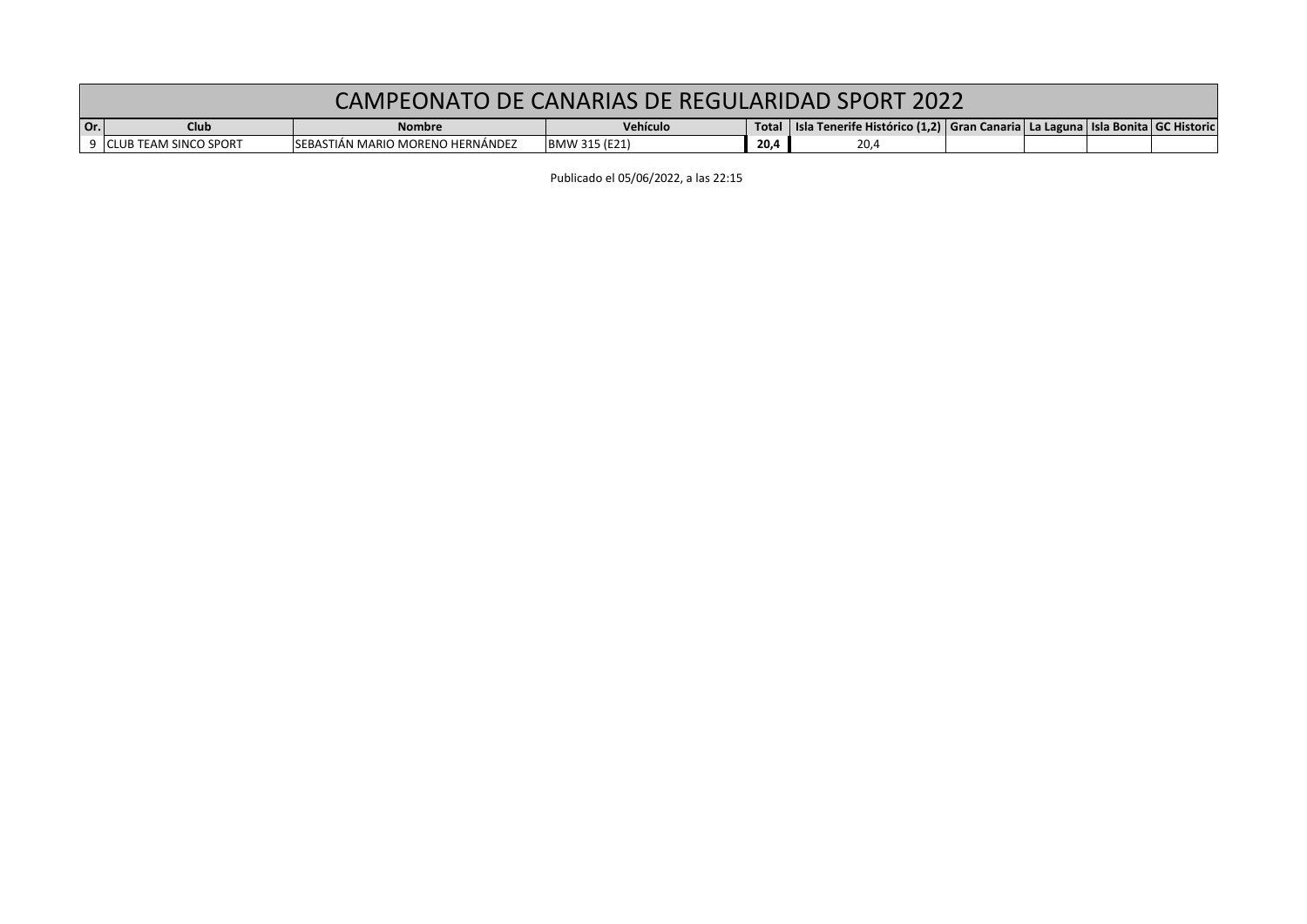# CAMPEONATO DE CANARIAS DE REGULARIDAD SPORT 2022

| Or. | Club | Nombre | Vehículo | Total | Isla Tenerife Histórico (1,2) | Gran Canaria | La Laguna | Isla Bonita | GC Historic |
|---|---|---|---|---|---|---|---|---|---|
| 9 | CLUB TEAM SINCO SPORT | SEBASTIÁN MARIO MORENO HERNÁNDEZ | BMW 315 (E21) | **20,4** | 20,4 | | | | |

Publicado el 05/06/2022, a las 22:15